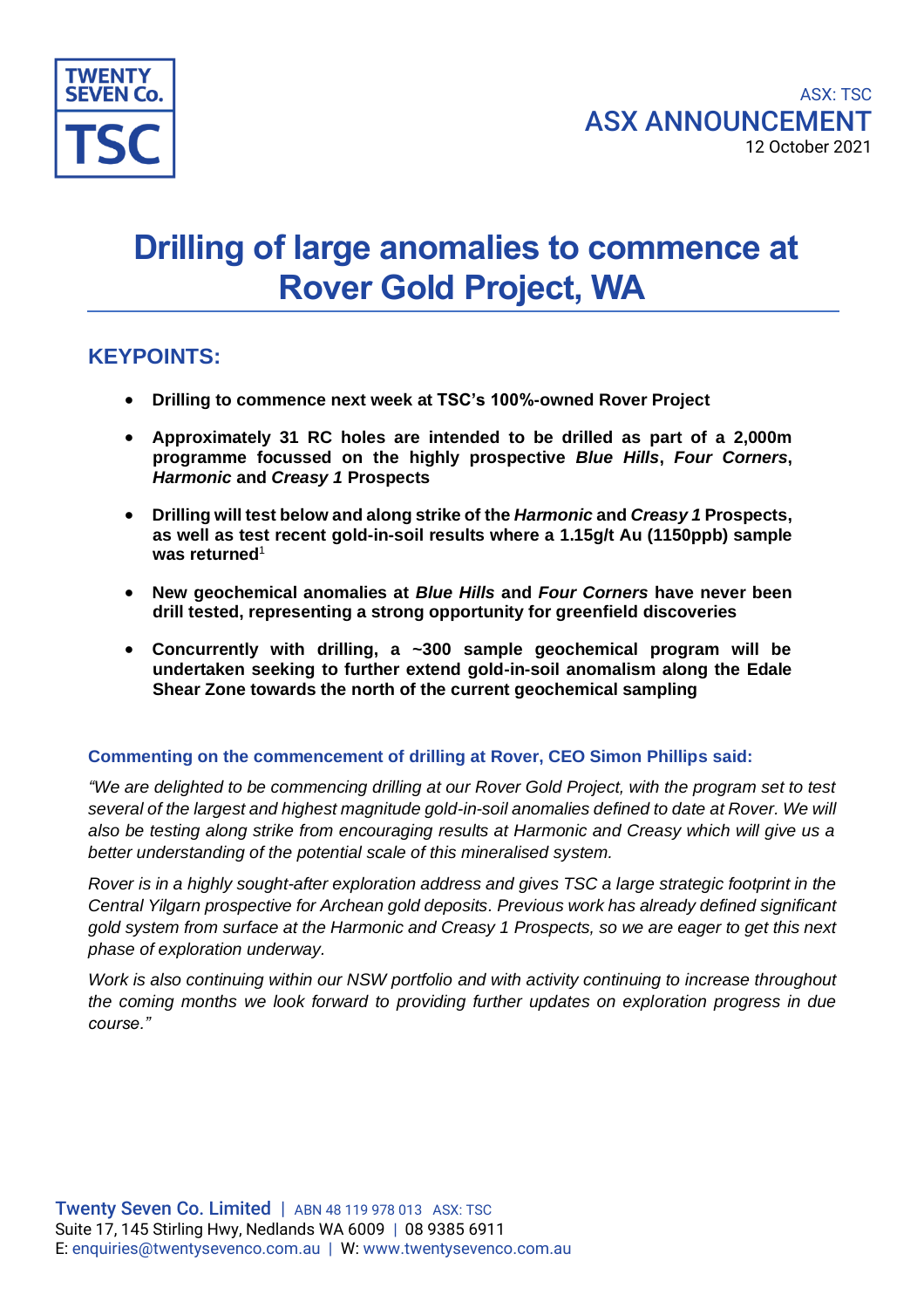ASX: TSC

ASX ANNOUNCEMENT

12 October 2021

# Drilling of large anomalies to commence at Rover Gold Project, WA

## KEYPOINTS:

- **Drilling to commence next week at TSC's 100%-owned Rover Project**
- **Approximately 31 RC holes are intended to be drilled as part of a 2,000m programme focussed on the highly prospective *Blue Hills*, *Four Corners*, *Harmonic* and *Creasy 1* Prospects**
- **Drilling will test below and along strike of the *Harmonic* and *Creasy 1* Prospects, as well as test recent gold-in-soil results where a 1.15g/t Au (1150ppb) sample was returned**[1]
- **New geochemical anomalies at *Blue Hills* and *Four Corners* have never been drill tested, representing a strong opportunity for greenfield discoveries**
- **Concurrently with drilling, a ~300 sample geochemical program will be undertaken seeking to further extend gold-in-soil anomalism along the Edale Shear Zone towards the north of the current geochemical sampling**

**Commenting on the commencement of drilling at Rover, CEO Simon Phillips said:**

*"We are delighted to be commencing drilling at our Rover Gold Project, with the program set to test several of the largest and highest magnitude gold-in-soil anomalies defined to date at Rover. We will also be testing along strike from encouraging results at Harmonic and Creasy which will give us a better understanding of the potential scale of this mineralised system.*

*Rover is in a highly sought-after exploration address and gives TSC a large strategic footprint in the Central Yilgarn prospective for Archean gold deposits. Previous work has already defined significant gold system from surface at the Harmonic and Creasy 1 Prospects, so we are eager to get this next phase of exploration underway.*

*Work is also continuing within our NSW portfolio and with activity continuing to increase throughout the coming months we look forward to providing further updates on exploration progress in due course."*

**Twenty Seven Co. Limited** | ABN 48 119 978 013 ASX: TSC
Suite 17, 145 Stirling Hwy, Nedlands WA 6009 | 08 9385 6911
E: enquiries@twentysevenco.com.au | W: www.twentysevenco.com.au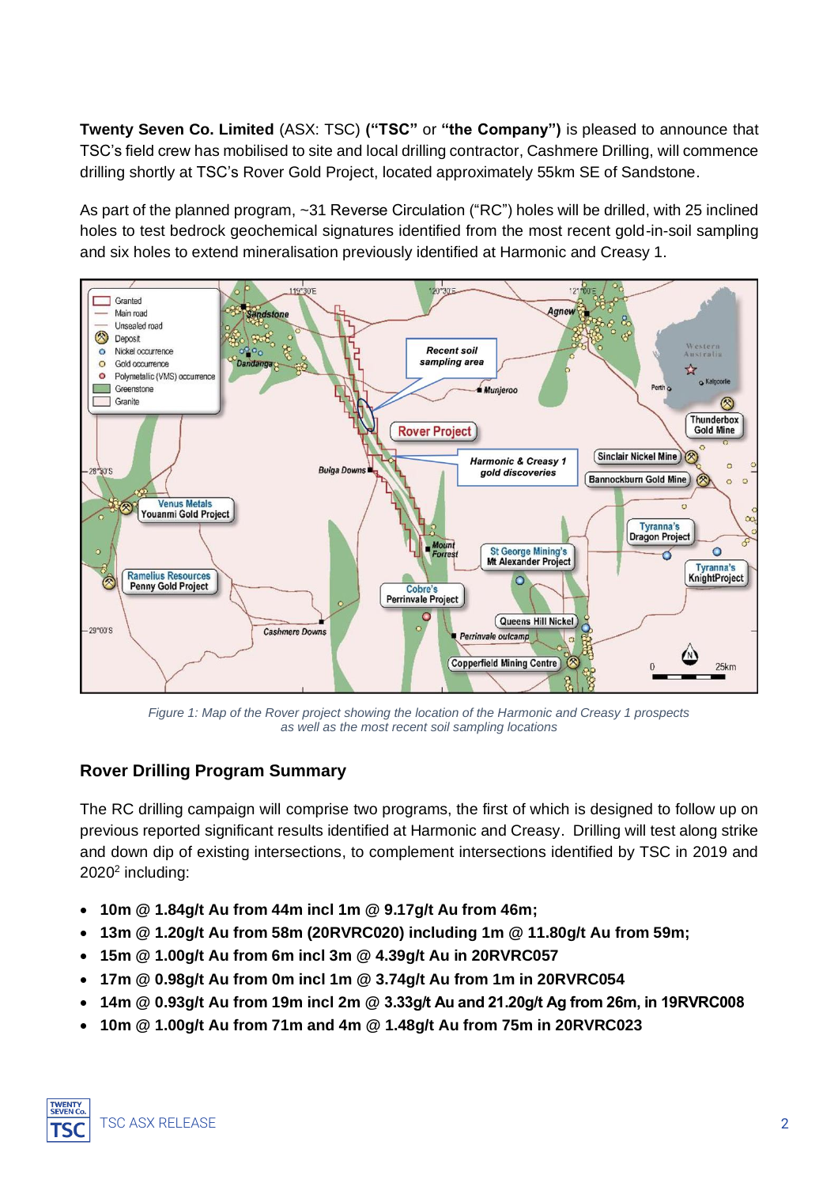**Twenty Seven Co. Limited** (ASX: TSC) **("TSC"** or **"the Company")** is pleased to announce that TSC's field crew has mobilised to site and local drilling contractor, Cashmere Drilling, will commence drilling shortly at TSC's Rover Gold Project, located approximately 55km SE of Sandstone.

As part of the planned program, ~31 Reverse Circulation ("RC") holes will be drilled, with 25 inclined holes to test bedrock geochemical signatures identified from the most recent gold-in-soil sampling and six holes to extend mineralisation previously identified at Harmonic and Creasy 1.

*Figure 1: Map of the Rover project showing the location of the Harmonic and Creasy 1 prospects as well as the most recent soil sampling locations*

## Rover Drilling Program Summary

The RC drilling campaign will comprise two programs, the first of which is designed to follow up on previous reported significant results identified at Harmonic and Creasy. Drilling will test along strike and down dip of existing intersections, to complement intersections identified by TSC in 2019 and 2020[2] including:

- **10m @ 1.84g/t Au from 44m incl 1m @ 9.17g/t Au from 46m;**
- **13m @ 1.20g/t Au from 58m (20RVRC020) including 1m @ 11.80g/t Au from 59m;**
- **15m @ 1.00g/t Au from 6m incl 3m @ 4.39g/t Au in 20RVRC057**
- **17m @ 0.98g/t Au from 0m incl 1m @ 3.74g/t Au from 1m in 20RVRC054**
- **14m @ 0.93g/t Au from 19m incl 2m @ 3.33g/t Au and 21.20g/t Ag from 26m, in 19RVRC008**
- **10m @ 1.00g/t Au from 71m and 4m @ 1.48g/t Au from 75m in 20RVRC023**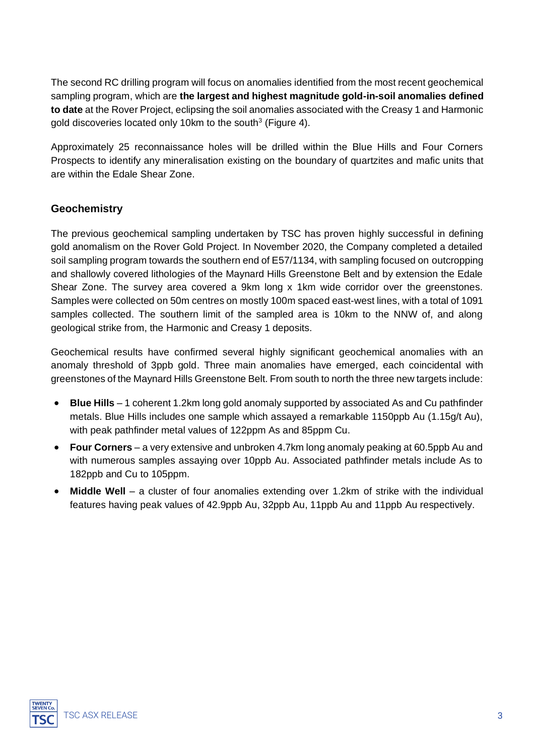The second RC drilling program will focus on anomalies identified from the most recent geochemical sampling program, which are **the largest and highest magnitude gold-in-soil anomalies defined to date** at the Rover Project, eclipsing the soil anomalies associated with the Creasy 1 and Harmonic gold discoveries located only 10km to the south[3] (Figure 4).

Approximately 25 reconnaissance holes will be drilled within the Blue Hills and Four Corners Prospects to identify any mineralisation existing on the boundary of quartzites and mafic units that are within the Edale Shear Zone.

## Geochemistry

The previous geochemical sampling undertaken by TSC has proven highly successful in defining gold anomalism on the Rover Gold Project. In November 2020, the Company completed a detailed soil sampling program towards the southern end of E57/1134, with sampling focused on outcropping and shallowly covered lithologies of the Maynard Hills Greenstone Belt and by extension the Edale Shear Zone. The survey area covered a 9km long x 1km wide corridor over the greenstones. Samples were collected on 50m centres on mostly 100m spaced east-west lines, with a total of 1091 samples collected. The southern limit of the sampled area is 10km to the NNW of, and along geological strike from, the Harmonic and Creasy 1 deposits.

Geochemical results have confirmed several highly significant geochemical anomalies with an anomaly threshold of 3ppb gold. Three main anomalies have emerged, each coincidental with greenstones of the Maynard Hills Greenstone Belt. From south to north the three new targets include:

- **Blue Hills** – 1 coherent 1.2km long gold anomaly supported by associated As and Cu pathfinder metals. Blue Hills includes one sample which assayed a remarkable 1150ppb Au (1.15g/t Au), with peak pathfinder metal values of 122ppm As and 85ppm Cu.
- **Four Corners** – a very extensive and unbroken 4.7km long anomaly peaking at 60.5ppb Au and with numerous samples assaying over 10ppb Au. Associated pathfinder metals include As to 182ppb and Cu to 105ppm.
- **Middle Well** – a cluster of four anomalies extending over 1.2km of strike with the individual features having peak values of 42.9ppb Au, 32ppb Au, 11ppb Au and 11ppb Au respectively.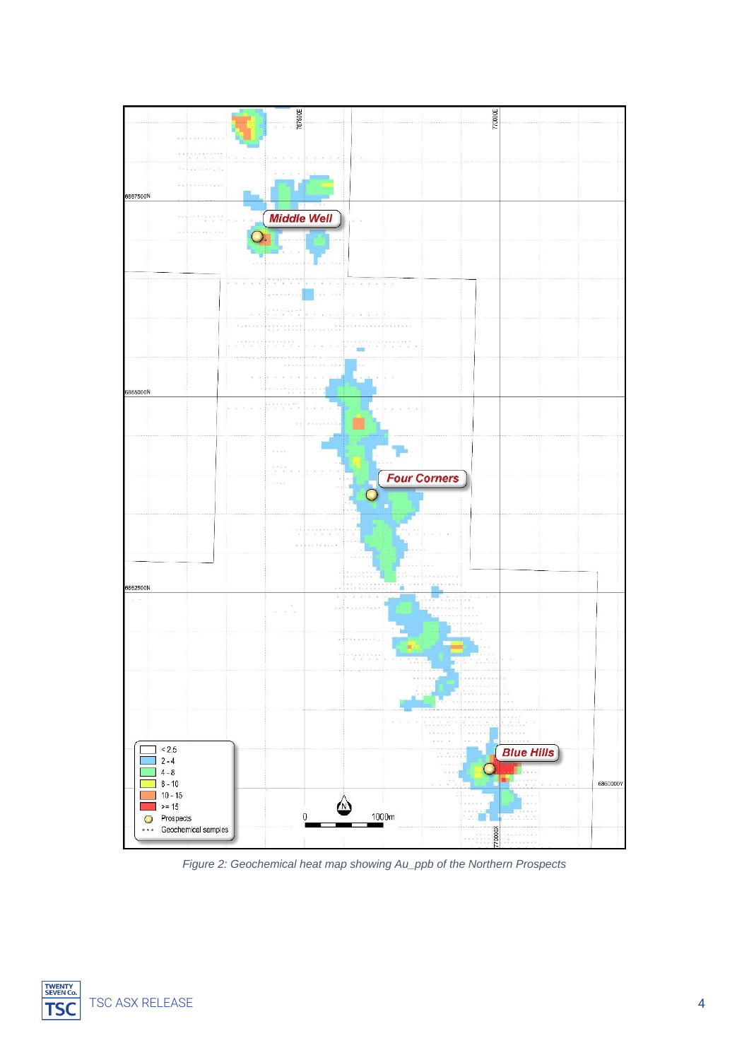Figure 2: Geochemical heat map showing Au_ppb of the Northern Prospects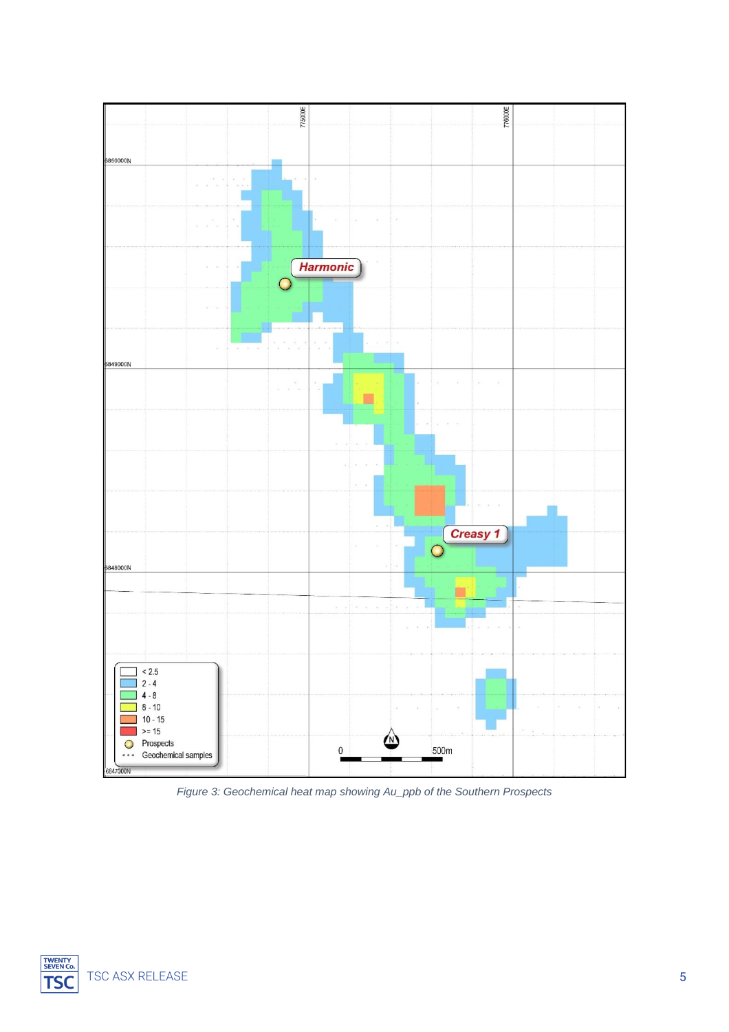*Figure 3: Geochemical heat map showing Au_ppb of the Southern Prospects*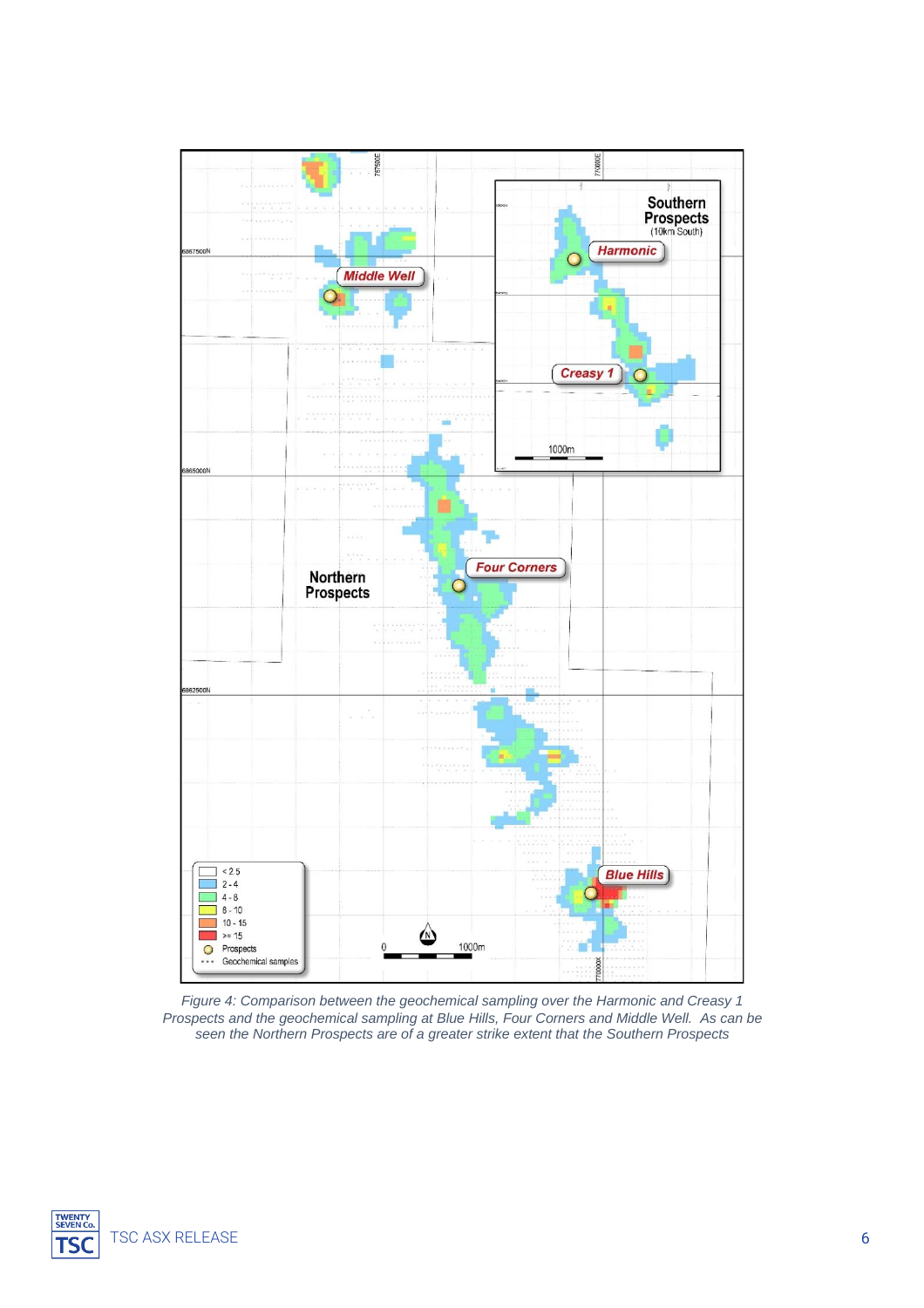*Figure 4: Comparison between the geochemical sampling over the Harmonic and Creasy 1 Prospects and the geochemical sampling at Blue Hills, Four Corners and Middle Well. As can be seen the Northern Prospects are of a greater strike extent that the Southern Prospects*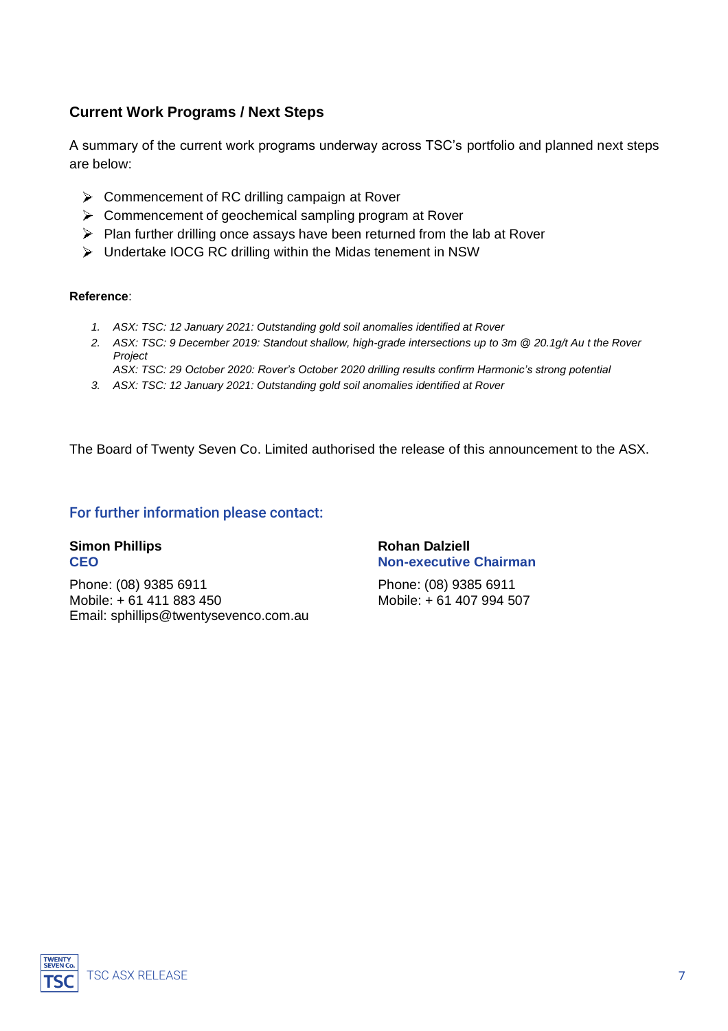## Current Work Programs / Next Steps

A summary of the current work programs underway across TSC's portfolio and planned next steps are below:

- Commencement of RC drilling campaign at Rover
- Commencement of geochemical sampling program at Rover
- Plan further drilling once assays have been returned from the lab at Rover
- Undertake IOCG RC drilling within the Midas tenement in NSW

**Reference**:

1. *ASX: TSC: 12 January 2021: Outstanding gold soil anomalies identified at Rover*
2. *ASX: TSC: 9 December 2019: Standout shallow, high-grade intersections up to 3m @ 20.1g/t Au t the Rover Project*
   *ASX: TSC: 29 October 2020: Rover's October 2020 drilling results confirm Harmonic's strong potential*
3. *ASX: TSC: 12 January 2021: Outstanding gold soil anomalies identified at Rover*

The Board of Twenty Seven Co. Limited authorised the release of this announcement to the ASX.

### For further information please contact:

**Simon Phillips**
**CEO**

Phone: (08) 9385 6911
Mobile: + 61 411 883 450
Email: sphillips@twentysevenco.com.au

**Rohan Dalziell**
**Non-executive Chairman**

Phone: (08) 9385 6911
Mobile: + 61 407 994 507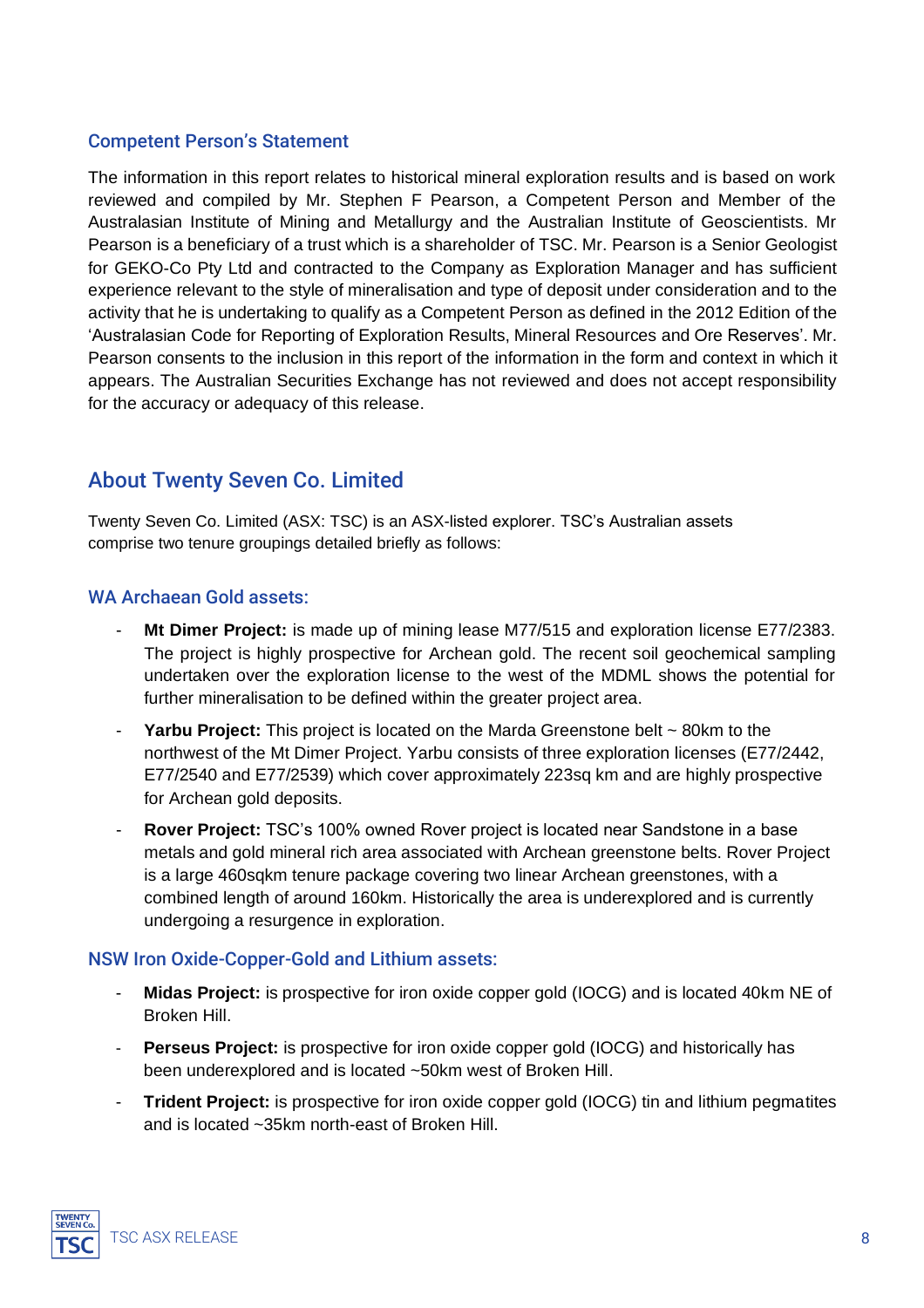### Competent Person's Statement

The information in this report relates to historical mineral exploration results and is based on work reviewed and compiled by Mr. Stephen F Pearson, a Competent Person and Member of the Australasian Institute of Mining and Metallurgy and the Australian Institute of Geoscientists. Mr Pearson is a beneficiary of a trust which is a shareholder of TSC. Mr. Pearson is a Senior Geologist for GEKO-Co Pty Ltd and contracted to the Company as Exploration Manager and has sufficient experience relevant to the style of mineralisation and type of deposit under consideration and to the activity that he is undertaking to qualify as a Competent Person as defined in the 2012 Edition of the 'Australasian Code for Reporting of Exploration Results, Mineral Resources and Ore Reserves'. Mr. Pearson consents to the inclusion in this report of the information in the form and context in which it appears. The Australian Securities Exchange has not reviewed and does not accept responsibility for the accuracy or adequacy of this release.

## About Twenty Seven Co. Limited

Twenty Seven Co. Limited (ASX: TSC) is an ASX-listed explorer. TSC's Australian assets comprise two tenure groupings detailed briefly as follows:

### WA Archaean Gold assets:

- **Mt Dimer Project:** is made up of mining lease M77/515 and exploration license E77/2383. The project is highly prospective for Archean gold. The recent soil geochemical sampling undertaken over the exploration license to the west of the MDML shows the potential for further mineralisation to be defined within the greater project area.
- **Yarbu Project:** This project is located on the Marda Greenstone belt ~ 80km to the northwest of the Mt Dimer Project. Yarbu consists of three exploration licenses (E77/2442, E77/2540 and E77/2539) which cover approximately 223sq km and are highly prospective for Archean gold deposits.
- **Rover Project:** TSC's 100% owned Rover project is located near Sandstone in a base metals and gold mineral rich area associated with Archean greenstone belts. Rover Project is a large 460sqkm tenure package covering two linear Archean greenstones, with a combined length of around 160km. Historically the area is underexplored and is currently undergoing a resurgence in exploration.

### NSW Iron Oxide-Copper-Gold and Lithium assets:

- **Midas Project:** is prospective for iron oxide copper gold (IOCG) and is located 40km NE of Broken Hill.
- **Perseus Project:** is prospective for iron oxide copper gold (IOCG) and historically has been underexplored and is located ~50km west of Broken Hill.
- **Trident Project:** is prospective for iron oxide copper gold (IOCG) tin and lithium pegmatites and is located ~35km north-east of Broken Hill.